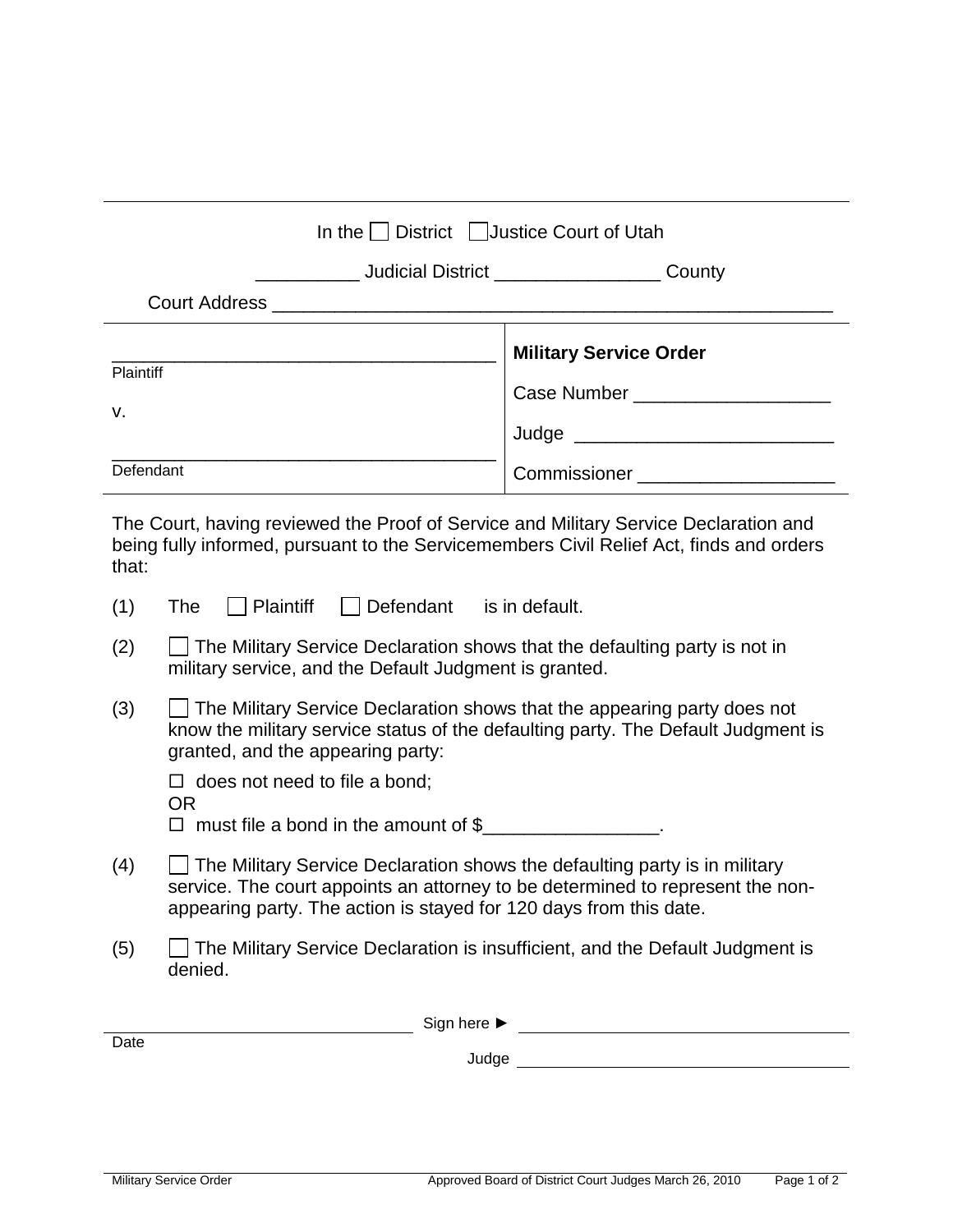In the ☐ District ☐ Justice Court of Utah

__________ Judicial District ________________ County

Court Address ________________________________________________________

| ______________________________________ Plaintiff<br><br>v.<br><br>______________________________________ Defendant | **Military Service Order**<br><br>Case Number ___________________<br><br>Judge _________________________<br><br>Commissioner ___________________ |
|---|---|

The Court, having reviewed the Proof of Service and Military Service Declaration and being fully informed, pursuant to the Servicemembers Civil Relief Act, finds and orders that:

(1) The ☐ Plaintiff ☐ Defendant is in default.

(2) ☐ The Military Service Declaration shows that the defaulting party is not in military service, and the Default Judgment is granted.

(3) ☐ The Military Service Declaration shows that the appearing party does not know the military service status of the defaulting party. The Default Judgment is granted, and the appearing party:

☐ does not need to file a bond;
OR
☐ must file a bond in the amount of $_________________.

(4) ☐ The Military Service Declaration shows the defaulting party is in military service. The court appoints an attorney to be determined to represent the non-appearing party. The action is stayed for 120 days from this date.

(5) ☐ The Military Service Declaration is insufficient, and the Default Judgment is denied.

______________________________ Sign here ► ______________________________
Date

Judge ______________________________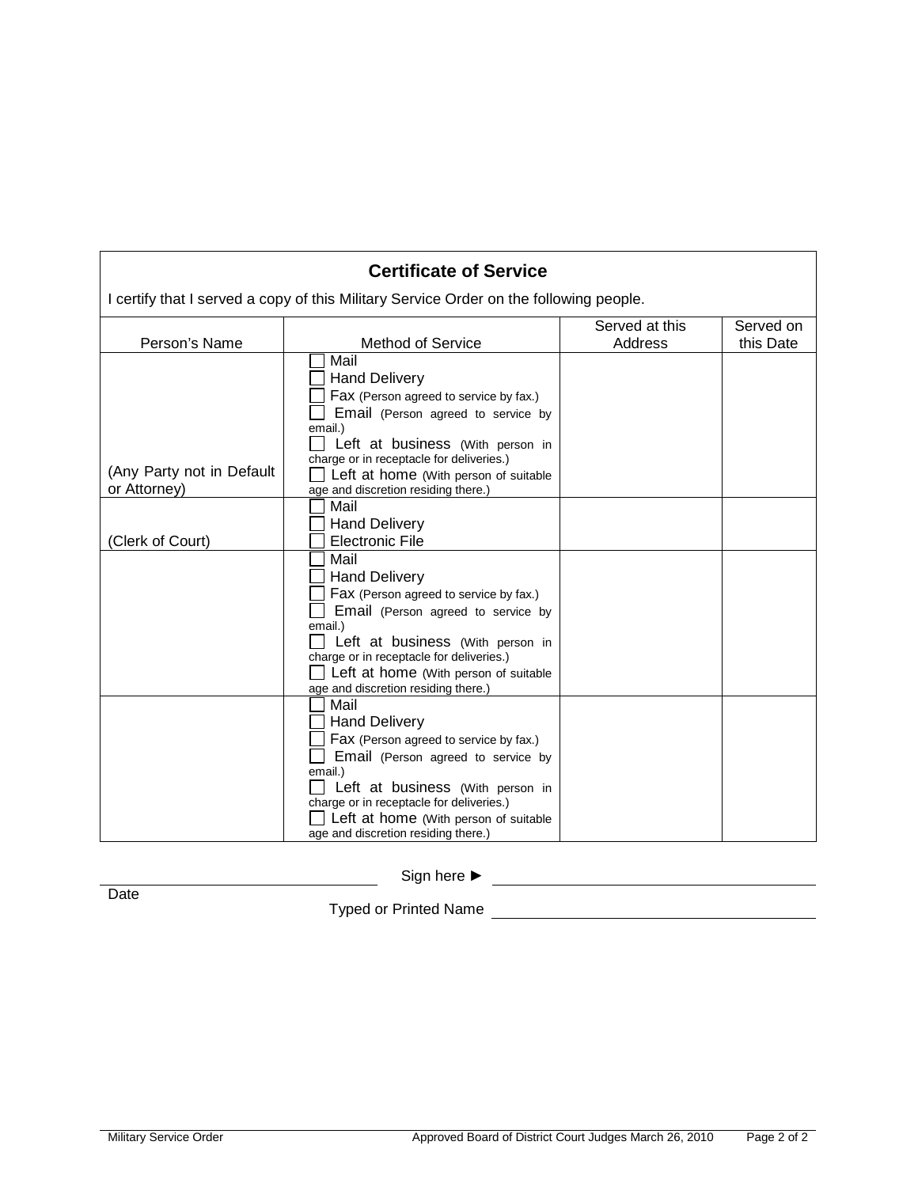## Certificate of Service

I certify that I served a copy of this Military Service Order on the following people.

| Person's Name | Method of Service | Served at this Address | Served on this Date |
|---|---|---|---|
| (Any Party not in Default or Attorney) | ☐ Mail<br>☐ Hand Delivery<br>☐ Fax (Person agreed to service by fax.)<br>☐ Email (Person agreed to service by email.)<br>☐ Left at business (With person in charge or in receptacle for deliveries.)<br>☐ Left at home (With person of suitable age and discretion residing there.) | | |
| (Clerk of Court) | ☐ Mail<br>☐ Hand Delivery<br>☐ Electronic File | | |
| | ☐ Mail<br>☐ Hand Delivery<br>☐ Fax (Person agreed to service by fax.)<br>☐ Email (Person agreed to service by email.)<br>☐ Left at business (With person in charge or in receptacle for deliveries.)<br>☐ Left at home (With person of suitable age and discretion residing there.) | | |
| | ☐ Mail<br>☐ Hand Delivery<br>☐ Fax (Person agreed to service by fax.)<br>☐ Email (Person agreed to service by email.)<br>☐ Left at business (With person in charge or in receptacle for deliveries.)<br>☐ Left at home (With person of suitable age and discretion residing there.) | | |

Sign here ► ______________________________

______________________________
Date

Typed or Printed Name ______________________________

Military Service Order    Approved Board of District Court Judges March 26, 2010